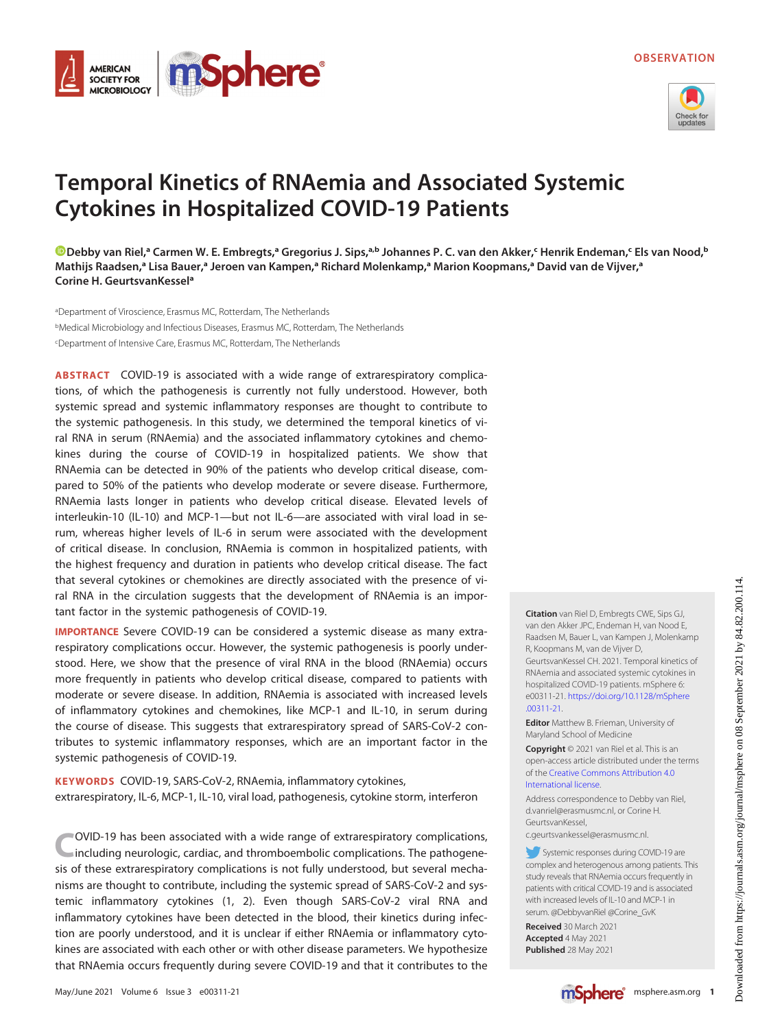OBSERVATION

# Temporal Kinetics of RNAemia and Associated Systemic Cytokines in Hospitalized COVID-19 Patients

Debby van Riel,[a] Carmen W. E. Embregts,[a] Gregorius J. Sips,[a,b] Johannes P. C. van den Akker,[c] Henrik Endeman,[c] Els van Nood,[b] Mathijs Raadsen,[a] Lisa Bauer,[a] Jeroen van Kampen,[a] Richard Molenkamp,[a] Marion Koopmans,[a] David van de Vijver,[a] Corine H. GeurtsvanKessel[a]

[a]Department of Viroscience, Erasmus MC, Rotterdam, The Netherlands

[b]Medical Microbiology and Infectious Diseases, Erasmus MC, Rotterdam, The Netherlands

[c]Department of Intensive Care, Erasmus MC, Rotterdam, The Netherlands

**ABSTRACT** COVID-19 is associated with a wide range of extrarespiratory complications, of which the pathogenesis is currently not fully understood. However, both systemic spread and systemic inflammatory responses are thought to contribute to the systemic pathogenesis. In this study, we determined the temporal kinetics of viral RNA in serum (RNAemia) and the associated inflammatory cytokines and chemokines during the course of COVID-19 in hospitalized patients. We show that RNAemia can be detected in 90% of the patients who develop critical disease, compared to 50% of the patients who develop moderate or severe disease. Furthermore, RNAemia lasts longer in patients who develop critical disease. Elevated levels of interleukin-10 (IL-10) and MCP-1—but not IL-6—are associated with viral load in serum, whereas higher levels of IL-6 in serum were associated with the development of critical disease. In conclusion, RNAemia is common in hospitalized patients, with the highest frequency and duration in patients who develop critical disease. The fact that several cytokines or chemokines are directly associated with the presence of viral RNA in the circulation suggests that the development of RNAemia is an important factor in the systemic pathogenesis of COVID-19.

**IMPORTANCE** Severe COVID-19 can be considered a systemic disease as many extrarespiratory complications occur. However, the systemic pathogenesis is poorly understood. Here, we show that the presence of viral RNA in the blood (RNAemia) occurs more frequently in patients who develop critical disease, compared to patients with moderate or severe disease. In addition, RNAemia is associated with increased levels of inflammatory cytokines and chemokines, like MCP-1 and IL-10, in serum during the course of disease. This suggests that extrarespiratory spread of SARS-CoV-2 contributes to systemic inflammatory responses, which are an important factor in the systemic pathogenesis of COVID-19.

**KEYWORDS** COVID-19, SARS-CoV-2, RNAemia, inflammatory cytokines, extrarespiratory, IL-6, MCP-1, IL-10, viral load, pathogenesis, cytokine storm, interferon

COVID-19 has been associated with a wide range of extrarespiratory complications, including neurologic, cardiac, and thromboembolic complications. The pathogenesis of these extrarespiratory complications is not fully understood, but several mechanisms are thought to contribute, including the systemic spread of SARS-CoV-2 and systemic inflammatory cytokines (1, 2). Even though SARS-CoV-2 viral RNA and inflammatory cytokines have been detected in the blood, their kinetics during infection are poorly understood, and it is unclear if either RNAemia or inflammatory cytokines are associated with each other or with other disease parameters. We hypothesize that RNAemia occurs frequently during severe COVID-19 and that it contributes to the

**Citation** van Riel D, Embregts CWE, Sips GJ, van den Akker JPC, Endeman H, van Nood E, Raadsen M, Bauer L, van Kampen J, Molenkamp R, Koopmans M, van de Vijver D, GeurtsvanKessel CH. 2021. Temporal kinetics of RNAemia and associated systemic cytokines in hospitalized COVID-19 patients. mSphere 6:e00311-21. https://doi.org/10.1128/mSphere.00311-21.

**Editor** Matthew B. Frieman, University of Maryland School of Medicine

**Copyright** © 2021 van Riel et al. This is an open-access article distributed under the terms of the Creative Commons Attribution 4.0 International license.

Address correspondence to Debby van Riel, d.vanriel@erasmusmc.nl, or Corine H. GeurtsvanKessel, c.geurtsvankessel@erasmusmc.nl.

Systemic responses during COVID-19 are complex and heterogenous among patients. This study reveals that RNAemia occurs frequently in patients with critical COVID-19 and is associated with increased levels of IL-10 and MCP-1 in serum. @DebbyvanRiel @Corine_GvK

**Received** 30 March 2021
**Accepted** 4 May 2021
**Published** 28 May 2021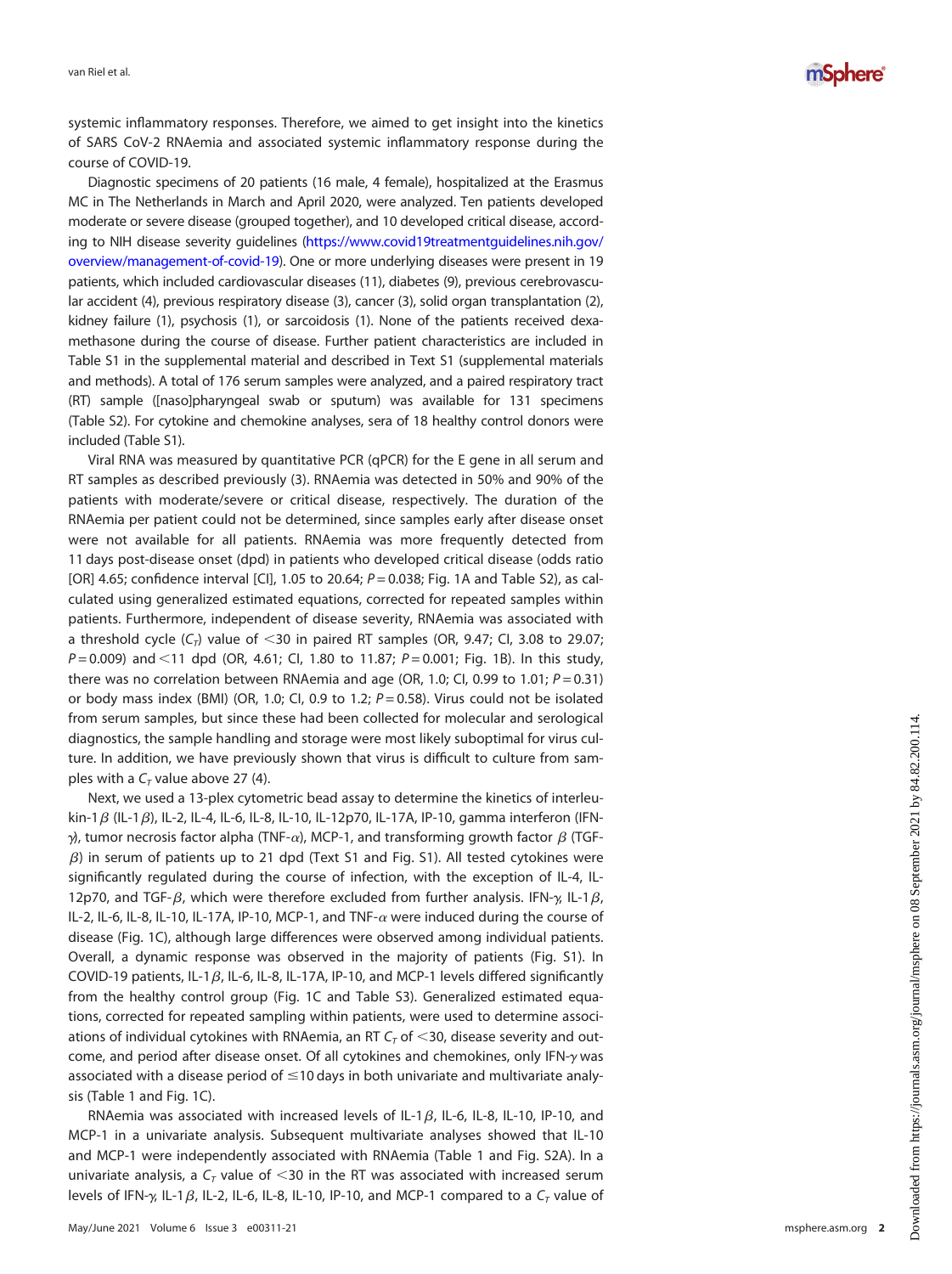systemic inflammatory responses. Therefore, we aimed to get insight into the kinetics of SARS CoV-2 RNAemia and associated systemic inflammatory response during the course of COVID-19.

Diagnostic specimens of 20 patients (16 male, 4 female), hospitalized at the Erasmus MC in The Netherlands in March and April 2020, were analyzed. Ten patients developed moderate or severe disease (grouped together), and 10 developed critical disease, according to NIH disease severity guidelines (https://www.covid19treatmentguidelines.nih.gov/overview/management-of-covid-19). One or more underlying diseases were present in 19 patients, which included cardiovascular diseases (11), diabetes (9), previous cerebrovascular accident (4), previous respiratory disease (3), cancer (3), solid organ transplantation (2), kidney failure (1), psychosis (1), or sarcoidosis (1). None of the patients received dexamethasone during the course of disease. Further patient characteristics are included in Table S1 in the supplemental material and described in Text S1 (supplemental materials and methods). A total of 176 serum samples were analyzed, and a paired respiratory tract (RT) sample ([naso]pharyngeal swab or sputum) was available for 131 specimens (Table S2). For cytokine and chemokine analyses, sera of 18 healthy control donors were included (Table S1).

Viral RNA was measured by quantitative PCR (qPCR) for the E gene in all serum and RT samples as described previously (3). RNAemia was detected in 50% and 90% of the patients with moderate/severe or critical disease, respectively. The duration of the RNAemia per patient could not be determined, since samples early after disease onset were not available for all patients. RNAemia was more frequently detected from 11 days post-disease onset (dpd) in patients who developed critical disease (odds ratio [OR] 4.65; confidence interval [CI], 1.05 to 20.64; $P = 0.038$; Fig. 1A and Table S2), as calculated using generalized estimated equations, corrected for repeated samples within patients. Furthermore, independent of disease severity, RNAemia was associated with a threshold cycle ($C_T$) value of $<30$ in paired RT samples (OR, 9.47; CI, 3.08 to 29.07; $P = 0.009$) and $<11$ dpd (OR, 4.61; CI, 1.80 to 11.87; $P = 0.001$; Fig. 1B). In this study, there was no correlation between RNAemia and age (OR, 1.0; CI, 0.99 to 1.01; $P = 0.31$) or body mass index (BMI) (OR, 1.0; CI, 0.9 to 1.2; $P = 0.58$). Virus could not be isolated from serum samples, but since these had been collected for molecular and serological diagnostics, the sample handling and storage were most likely suboptimal for virus culture. In addition, we have previously shown that virus is difficult to culture from samples with a $C_T$ value above 27 (4).

Next, we used a 13-plex cytometric bead assay to determine the kinetics of interleukin-1$\beta$ (IL-1$\beta$), IL-2, IL-4, IL-6, IL-8, IL-10, IL-12p70, IL-17A, IP-10, gamma interferon (IFN-$\gamma$), tumor necrosis factor alpha (TNF-$\alpha$), MCP-1, and transforming growth factor $\beta$ (TGF-$\beta$) in serum of patients up to 21 dpd (Text S1 and Fig. S1). All tested cytokines were significantly regulated during the course of infection, with the exception of IL-4, IL-12p70, and TGF-$\beta$, which were therefore excluded from further analysis. IFN-$\gamma$, IL-1$\beta$, IL-2, IL-6, IL-8, IL-10, IL-17A, IP-10, MCP-1, and TNF-$\alpha$ were induced during the course of disease (Fig. 1C), although large differences were observed among individual patients. Overall, a dynamic response was observed in the majority of patients (Fig. S1). In COVID-19 patients, IL-1$\beta$, IL-6, IL-8, IL-17A, IP-10, and MCP-1 levels differed significantly from the healthy control group (Fig. 1C and Table S3). Generalized estimated equations, corrected for repeated sampling within patients, were used to determine associations of individual cytokines with RNAemia, an RT $C_T$ of $<30$, disease severity and outcome, and period after disease onset. Of all cytokines and chemokines, only IFN-$\gamma$ was associated with a disease period of $\leq$10 days in both univariate and multivariate analysis (Table 1 and Fig. 1C).

RNAemia was associated with increased levels of IL-1$\beta$, IL-6, IL-8, IL-10, IP-10, and MCP-1 in a univariate analysis. Subsequent multivariate analyses showed that IL-10 and MCP-1 were independently associated with RNAemia (Table 1 and Fig. S2A). In a univariate analysis, a $C_T$ value of $<30$ in the RT was associated with increased serum levels of IFN-$\gamma$, IL-1$\beta$, IL-2, IL-6, IL-8, IL-10, IP-10, and MCP-1 compared to a $C_T$ value of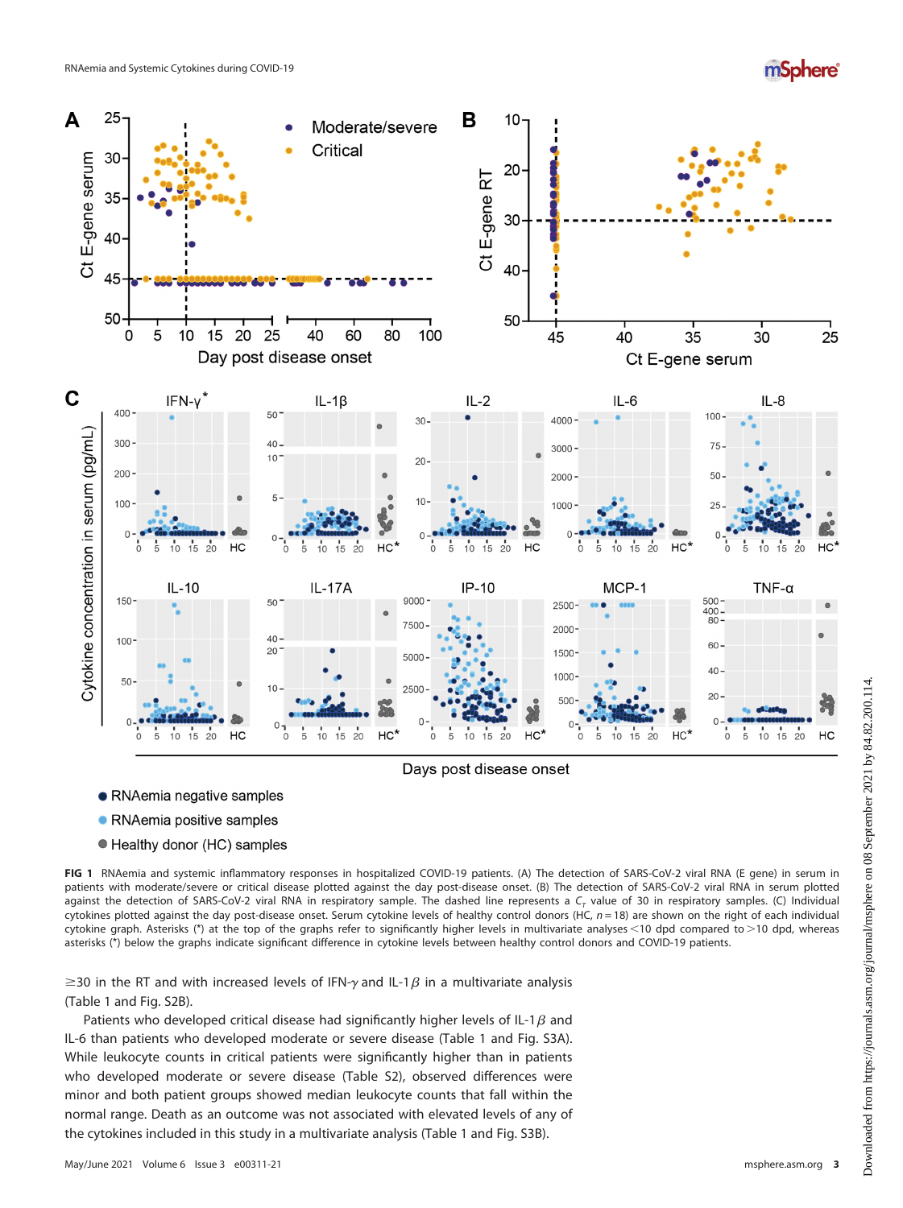**FIG 1** RNAemia and systemic inflammatory responses in hospitalized COVID-19 patients. (A) The detection of SARS-CoV-2 viral RNA (E gene) in serum in patients with moderate/severe or critical disease plotted against the day post-disease onset. (B) The detection of SARS-CoV-2 viral RNA in serum plotted against the detection of SARS-CoV-2 viral RNA in respiratory sample. The dashed line represents a $C_T$ value of 30 in respiratory samples. (C) Individual cytokines plotted against the day post-disease onset. Serum cytokine levels of healthy control donors (HC, $n = 18$) are shown on the right of each individual cytokine graph. Asterisks (*) at the top of the graphs refer to significantly higher levels in multivariate analyses <10 dpd compared to >10 dpd, whereas asterisks (*) below the graphs indicate significant difference in cytokine levels between healthy control donors and COVID-19 patients.

≥30 in the RT and with increased levels of IFN-$\gamma$ and IL-1$\beta$ in a multivariate analysis (Table 1 and Fig. S2B).

Patients who developed critical disease had significantly higher levels of IL-1$\beta$ and IL-6 than patients who developed moderate or severe disease (Table 1 and Fig. S3A). While leukocyte counts in critical patients were significantly higher than in patients who developed moderate or severe disease (Table S2), observed differences were minor and both patient groups showed median leukocyte counts that fall within the normal range. Death as an outcome was not associated with elevated levels of any of the cytokines included in this study in a multivariate analysis (Table 1 and Fig. S3B).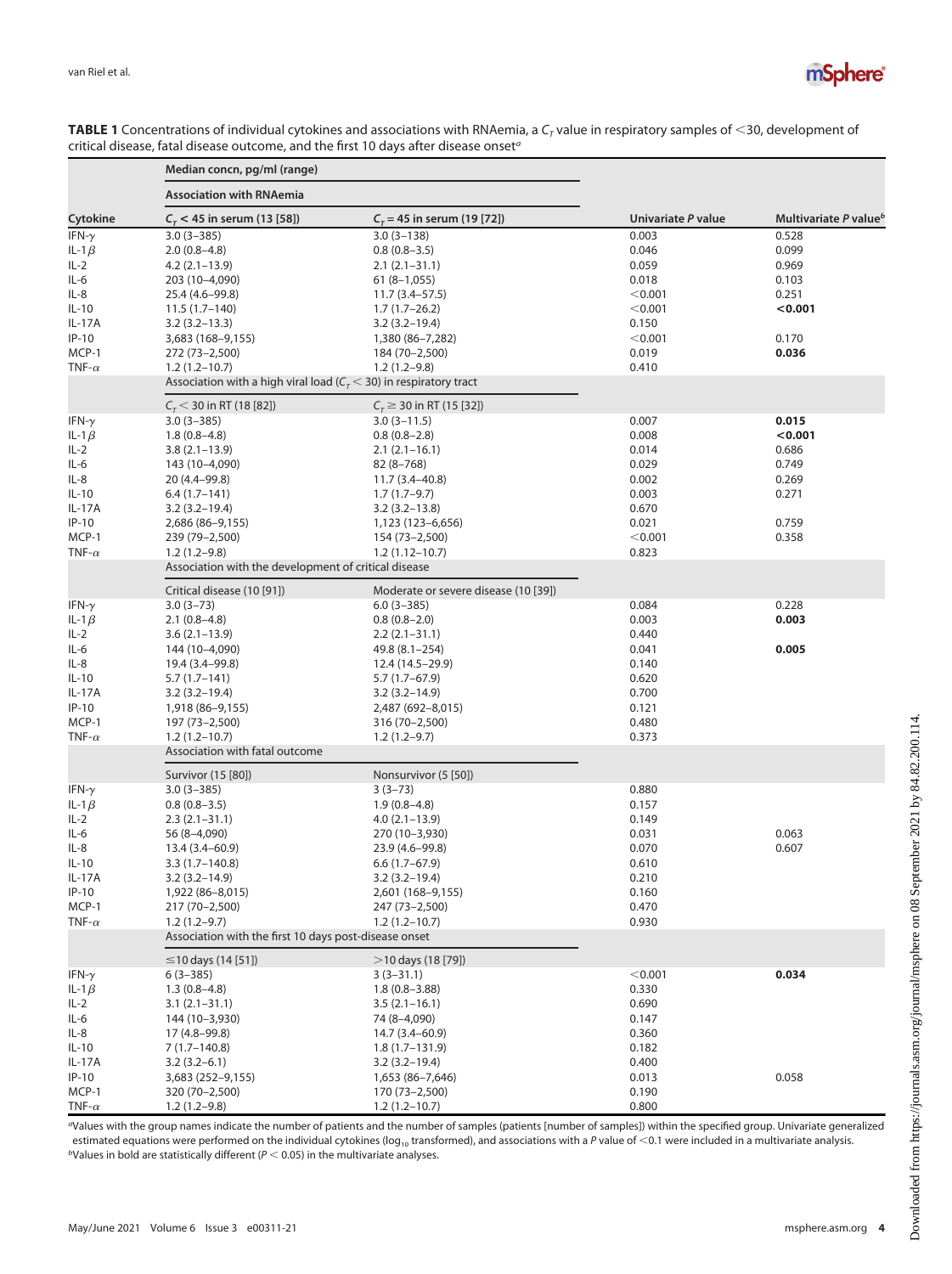**TABLE 1** Concentrations of individual cytokines and associations with RNAemia, a $C_T$ value in respiratory samples of <30, development of critical disease, fatal disease outcome, and the first 10 days after disease onset[a]

| Cytokine | Median concn, pg/ml (range) | | Univariate *P* value | Multivariate *P* value[b] |
|---|---|---|---|---|
| | **Association with RNAemia** | | | |
| | $C_T$ < 45 in serum (13 [58]) | $C_T$ = 45 in serum (19 [72]) | | |
| IFN-γ | 3.0 (3–385) | 3.0 (3–138) | 0.003 | 0.528 |
| IL-1β | 2.0 (0.8–4.8) | 0.8 (0.8–3.5) | 0.046 | 0.099 |
| IL-2 | 4.2 (2.1–13.9) | 2.1 (2.1–31.1) | 0.059 | 0.969 |
| IL-6 | 203 (10–4,090) | 61 (8–1,055) | 0.018 | 0.103 |
| IL-8 | 25.4 (4.6–99.8) | 11.7 (3.4–57.5) | <0.001 | 0.251 |
| IL-10 | 11.5 (1.7–140) | 1.7 (1.7–26.2) | <0.001 | **<0.001** |
| IL-17A | 3.2 (3.2–13.3) | 3.2 (3.2–19.4) | 0.150 | |
| IP-10 | 3,683 (168–9,155) | 1,380 (86–7,282) | <0.001 | 0.170 |
| MCP-1 | 272 (73–2,500) | 184 (70–2,500) | 0.019 | **0.036** |
| TNF-α | 1.2 (1.2–10.7) | 1.2 (1.2–9.8) | 0.410 | |
| | **Association with a high viral load ($C_T$ < 30) in respiratory tract** | | | |
| | $C_T$ < 30 in RT (18 [82]) | $C_T$ ≥ 30 in RT (15 [32]) | | |
| IFN-γ | 3.0 (3–385) | 3.0 (3–11.5) | 0.007 | **0.015** |
| IL-1β | 1.8 (0.8–4.8) | 0.8 (0.8–2.8) | 0.008 | **<0.001** |
| IL-2 | 3.8 (2.1–13.9) | 2.1 (2.1–16.1) | 0.014 | 0.686 |
| IL-6 | 143 (10–4,090) | 82 (8–768) | 0.029 | 0.749 |
| IL-8 | 20 (4.4–99.8) | 11.7 (3.4–40.8) | 0.002 | 0.269 |
| IL-10 | 6.4 (1.7–141) | 1.7 (1.7–9.7) | 0.003 | 0.271 |
| IL-17A | 3.2 (3.2–19.4) | 3.2 (3.2–13.8) | 0.670 | |
| IP-10 | 2,686 (86–9,155) | 1,123 (123–6,656) | 0.021 | 0.759 |
| MCP-1 | 239 (79–2,500) | 154 (73–2,500) | <0.001 | 0.358 |
| TNF-α | 1.2 (1.2–9.8) | 1.2 (1.12–10.7) | 0.823 | |
| | **Association with the development of critical disease** | | | |
| | Critical disease (10 [91]) | Moderate or severe disease (10 [39]) | | |
| IFN-γ | 3.0 (3–73) | 6.0 (3–385) | 0.084 | 0.228 |
| IL-1β | 2.1 (0.8–4.8) | 0.8 (0.8–2.0) | 0.003 | **0.003** |
| IL-2 | 3.6 (2.1–13.9) | 2.2 (2.1–31.1) | 0.440 | |
| IL-6 | 144 (10–4,090) | 49.8 (8.1–254) | 0.041 | **0.005** |
| IL-8 | 19.4 (3.4–99.8) | 12.4 (14.5–29.9) | 0.140 | |
| IL-10 | 5.7 (1.7–141) | 5.7 (1.7–67.9) | 0.620 | |
| IL-17A | 3.2 (3.2–19.4) | 3.2 (3.2–14.9) | 0.700 | |
| IP-10 | 1,918 (86–9,155) | 2,487 (692–8,015) | 0.121 | |
| MCP-1 | 197 (73–2,500) | 316 (70–2,500) | 0.480 | |
| TNF-α | 1.2 (1.2–10.7) | 1.2 (1.2–9.7) | 0.373 | |
| | **Association with fatal outcome** | | | |
| | Survivor (15 [80]) | Nonsurvivor (5 [50]) | | |
| IFN-γ | 3.0 (3–385) | 3 (3–73) | 0.880 | |
| IL-1β | 0.8 (0.8–3.5) | 1.9 (0.8–4.8) | 0.157 | |
| IL-2 | 2.3 (2.1–31.1) | 4.0 (2.1–13.9) | 0.149 | |
| IL-6 | 56 (8–4,090) | 270 (10–3,930) | 0.031 | 0.063 |
| IL-8 | 13.4 (3.4–60.9) | 23.9 (4.6–99.8) | 0.070 | 0.607 |
| IL-10 | 3.3 (1.7–140.8) | 6.6 (1.7–67.9) | 0.610 | |
| IL-17A | 3.2 (3.2–14.9) | 3.2 (3.2–19.4) | 0.210 | |
| IP-10 | 1,922 (86–8,015) | 2,601 (168–9,155) | 0.160 | |
| MCP-1 | 217 (70–2,500) | 247 (73–2,500) | 0.470 | |
| TNF-α | 1.2 (1.2–9.7) | 1.2 (1.2–10.7) | 0.930 | |
| | **Association with the first 10 days post-disease onset** | | | |
| | ≤10 days (14 [51]) | >10 days (18 [79]) | | |
| IFN-γ | 6 (3–385) | 3 (3–31.1) | <0.001 | **0.034** |
| IL-1β | 1.3 (0.8–4.8) | 1.8 (0.8–3.88) | 0.330 | |
| IL-2 | 3.1 (2.1–31.1) | 3.5 (2.1–16.1) | 0.690 | |
| IL-6 | 144 (10–3,930) | 74 (8–4,090) | 0.147 | |
| IL-8 | 17 (4.8–99.8) | 14.7 (3.4–60.9) | 0.360 | |
| IL-10 | 7 (1.7–140.8) | 1.8 (1.7–131.9) | 0.182 | |
| IL-17A | 3.2 (3.2–6.1) | 3.2 (3.2–19.4) | 0.400 | |
| IP-10 | 3,683 (252–9,155) | 1,653 (86–7,646) | 0.013 | 0.058 |
| MCP-1 | 320 (70–2,500) | 170 (73–2,500) | 0.190 | |
| TNF-α | 1.2 (1.2–9.8) | 1.2 (1.2–10.7) | 0.800 | |

[a]Values with the group names indicate the number of patients and the number of samples (patients [number of samples]) within the specified group. Univariate generalized estimated equations were performed on the individual cytokines ($\log_{10}$ transformed), and associations with a *P* value of <0.1 were included in a multivariate analysis.
[b]Values in bold are statistically different (*P* < 0.05) in the multivariate analyses.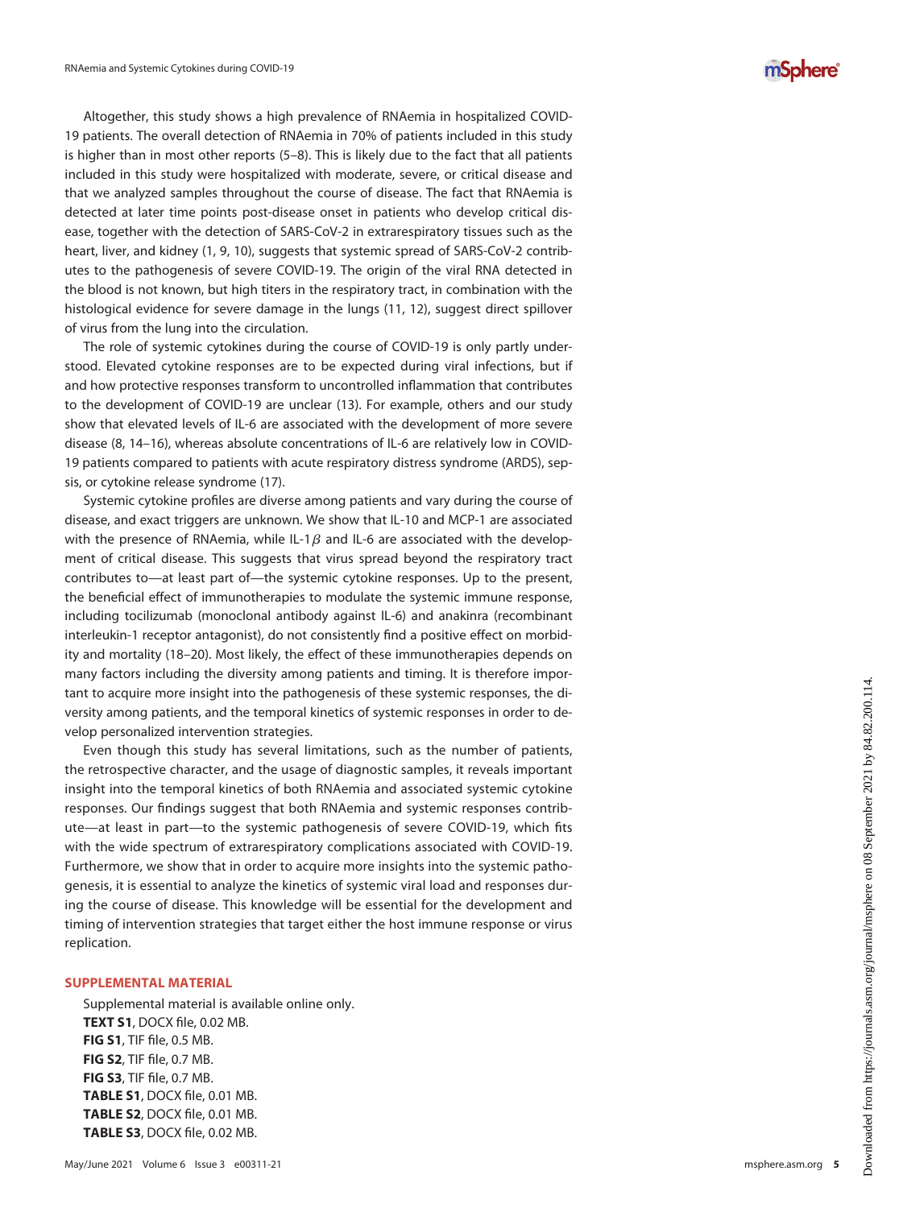Altogether, this study shows a high prevalence of RNAemia in hospitalized COVID-19 patients. The overall detection of RNAemia in 70% of patients included in this study is higher than in most other reports (5–8). This is likely due to the fact that all patients included in this study were hospitalized with moderate, severe, or critical disease and that we analyzed samples throughout the course of disease. The fact that RNAemia is detected at later time points post-disease onset in patients who develop critical disease, together with the detection of SARS-CoV-2 in extrarespiratory tissues such as the heart, liver, and kidney (1, 9, 10), suggests that systemic spread of SARS-CoV-2 contributes to the pathogenesis of severe COVID-19. The origin of the viral RNA detected in the blood is not known, but high titers in the respiratory tract, in combination with the histological evidence for severe damage in the lungs (11, 12), suggest direct spillover of virus from the lung into the circulation.

The role of systemic cytokines during the course of COVID-19 is only partly understood. Elevated cytokine responses are to be expected during viral infections, but if and how protective responses transform to uncontrolled inflammation that contributes to the development of COVID-19 are unclear (13). For example, others and our study show that elevated levels of IL-6 are associated with the development of more severe disease (8, 14–16), whereas absolute concentrations of IL-6 are relatively low in COVID-19 patients compared to patients with acute respiratory distress syndrome (ARDS), sepsis, or cytokine release syndrome (17).

Systemic cytokine profiles are diverse among patients and vary during the course of disease, and exact triggers are unknown. We show that IL-10 and MCP-1 are associated with the presence of RNAemia, while IL-1$\beta$ and IL-6 are associated with the development of critical disease. This suggests that virus spread beyond the respiratory tract contributes to—at least part of—the systemic cytokine responses. Up to the present, the beneficial effect of immunotherapies to modulate the systemic immune response, including tocilizumab (monoclonal antibody against IL-6) and anakinra (recombinant interleukin-1 receptor antagonist), do not consistently find a positive effect on morbidity and mortality (18–20). Most likely, the effect of these immunotherapies depends on many factors including the diversity among patients and timing. It is therefore important to acquire more insight into the pathogenesis of these systemic responses, the diversity among patients, and the temporal kinetics of systemic responses in order to develop personalized intervention strategies.

Even though this study has several limitations, such as the number of patients, the retrospective character, and the usage of diagnostic samples, it reveals important insight into the temporal kinetics of both RNAemia and associated systemic cytokine responses. Our findings suggest that both RNAemia and systemic responses contribute—at least in part—to the systemic pathogenesis of severe COVID-19, which fits with the wide spectrum of extrarespiratory complications associated with COVID-19. Furthermore, we show that in order to acquire more insights into the systemic pathogenesis, it is essential to analyze the kinetics of systemic viral load and responses during the course of disease. This knowledge will be essential for the development and timing of intervention strategies that target either the host immune response or virus replication.

## SUPPLEMENTAL MATERIAL

Supplemental material is available online only.
**TEXT S1**, DOCX file, 0.02 MB.
**FIG S1**, TIF file, 0.5 MB.
**FIG S2**, TIF file, 0.7 MB.
**FIG S3**, TIF file, 0.7 MB.
**TABLE S1**, DOCX file, 0.01 MB.
**TABLE S2**, DOCX file, 0.01 MB.
**TABLE S3**, DOCX file, 0.02 MB.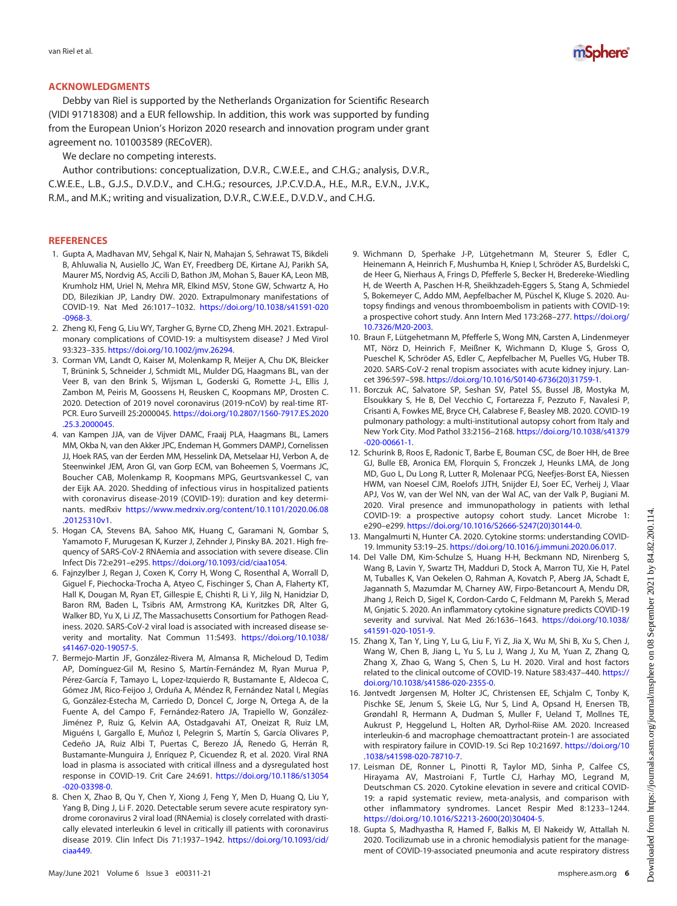## ACKNOWLEDGMENTS

Debby van Riel is supported by the Netherlands Organization for Scientific Research (VIDI 91718308) and a EUR fellowship. In addition, this work was supported by funding from the European Union's Horizon 2020 research and innovation program under grant agreement no. 101003589 (RECoVER).

We declare no competing interests.

Author contributions: conceptualization, D.V.R., C.W.E.E., and C.H.G.; analysis, D.V.R., C.W.E.E., L.B., G.J.S., D.V.D.V., and C.H.G.; resources, J.P.C.V.D.A., H.E., M.R., E.V.N., J.V.K., R.M., and M.K.; writing and visualization, D.V.R., C.W.E.E., D.V.D.V., and C.H.G.

## REFERENCES

1. Gupta A, Madhavan MV, Sehgal K, Nair N, Mahajan S, Sehrawat TS, Bikdeli B, Ahluwalia N, Ausiello JC, Wan EY, Freedberg DE, Kirtane AJ, Parikh SA, Maurer MS, Nordvig AS, Accili D, Bathon JM, Mohan S, Bauer KA, Leon MB, Krumholz HM, Uriel N, Mehra MR, Elkind MSV, Stone GW, Schwartz A, Ho DD, Bilezikian JP, Landry DW. 2020. Extrapulmonary manifestations of COVID-19. Nat Med 26:1017–1032. https://doi.org/10.1038/s41591-020-0968-3.
2. Zheng KI, Feng G, Liu WY, Targher G, Byrne CD, Zheng MH. 2021. Extrapulmonary complications of COVID-19: a multisystem disease? J Med Virol 93:323–335. https://doi.org/10.1002/jmv.26294.
3. Corman VM, Landt O, Kaiser M, Molenkamp R, Meijer A, Chu DK, Bleicker T, Brünink S, Schneider J, Schmidt ML, Mulder DG, Haagmans BL, van der Veer B, van den Brink S, Wijsman L, Goderski G, Romette J-L, Ellis J, Zambon M, Peiris M, Goossens H, Reusken C, Koopmans MP, Drosten C. 2020. Detection of 2019 novel coronavirus (2019-nCoV) by real-time RT-PCR. Euro Surveill 25:2000045. https://doi.org/10.2807/1560-7917.ES.2020.25.3.2000045.
4. van Kampen JJA, van de Vijver DAMC, Fraaij PLA, Haagmans BL, Lamers MM, Okba N, van den Akker JPC, Endeman H, Gommers DAMPJ, Cornelissen JJ, Hoek RAS, van der Eerden MM, Hesselink DA, Metselaar HJ, Verbon A, de Steenwinkel JEM, Aron GI, van Gorp ECM, van Boheemen S, Voermans JC, Boucher CAB, Molenkamp R, Koopmans MPG, Geurtsvankessel C, van der Eijk AA. 2020. Shedding of infectious virus in hospitalized patients with coronavirus disease-2019 (COVID-19): duration and key determinants. medRxiv https://www.medrxiv.org/content/10.1101/2020.06.08.20125310v1.
5. Hogan CA, Stevens BA, Sahoo MK, Huang C, Garamani N, Gombar S, Yamamoto F, Murugesan K, Kurzer J, Zehnder J, Pinsky BA. 2021. High frequency of SARS-CoV-2 RNAemia and association with severe disease. Clin Infect Dis 72:e291–e295. https://doi.org/10.1093/cid/ciaa1054.
6. Fajnzylber J, Regan J, Coxen K, Corry H, Wong C, Rosenthal A, Worrall D, Giguel F, Piechocka-Trocha A, Atyeo C, Fischinger S, Chan A, Flaherty KT, Hall K, Dougan M, Ryan ET, Gillespie E, Chishti R, Li Y, Jilg N, Hanidziar D, Baron RM, Baden L, Tsibris AM, Armstrong KA, Kuritzkes DR, Alter G, Walker BD, Yu X, Li JZ, The Massachusetts Consortium for Pathogen Readiness. 2020. SARS-CoV-2 viral load is associated with increased disease severity and mortality. Nat Commun 11:5493. https://doi.org/10.1038/s41467-020-19057-5.
7. Bermejo-Martin JF, González-Rivera M, Almansa R, Micheloud D, Tedim AP, Domínguez-Gil M, Resino S, Martín-Fernández M, Ryan Murua P, Pérez-García F, Tamayo L, Lopez-Izquierdo R, Bustamante E, Aldecoa C, Gómez JM, Rico-Feijoo J, Orduña A, Méndez R, Fernández Natal I, Megías G, González-Estecha M, Carriedo D, Doncel C, Jorge N, Ortega A, de la Fuente A, del Campo F, Fernández-Ratero JA, Trapiello W, González-Jiménez P, Ruiz G, Kelvin AA, Ostadgavahi AT, Oneizat R, Ruiz LM, Miguéns I, Gargallo E, Muñoz I, Pelegrin S, Martín S, García Olivares P, Cedeño JA, Ruiz Albi T, Puertas C, Berezo JÁ, Renedo G, Herrán R, Bustamante-Munguira J, Enríquez P, Cicuendez R, et al. 2020. Viral RNA load in plasma is associated with critical illness and a dysregulated host response in COVID-19. Crit Care 24:691. https://doi.org/10.1186/s13054-020-03398-0.
8. Chen X, Zhao B, Qu Y, Chen Y, Xiong J, Feng Y, Men D, Huang Q, Liu Y, Yang B, Ding J, Li F. 2020. Detectable serum severe acute respiratory syndrome coronavirus 2 viral load (RNAemia) is closely correlated with drastically elevated interleukin 6 level in critically ill patients with coronavirus disease 2019. Clin Infect Dis 71:1937–1942. https://doi.org/10.1093/cid/ciaa449.
9. Wichmann D, Sperhake J-P, Lütgehetmann M, Steurer S, Edler C, Heinemann A, Heinrich F, Mushumba H, Kniep I, Schröder AS, Burdelski C, de Heer G, Nierhaus A, Frings D, Pfefferle S, Becker H, Bredereke-Wiedling H, de Weerth A, Paschen H-R, Sheikhzadeh-Eggers S, Stang A, Schmiedel S, Bokemeyer C, Addo MM, Aepfelbacher M, Püschel K, Kluge S. 2020. Autopsy findings and venous thromboembolism in patients with COVID-19: a prospective cohort study. Ann Intern Med 173:268–277. https://doi.org/10.7326/M20-2003.
10. Braun F, Lütgehetmann M, Pfefferle S, Wong MN, Carsten A, Lindenmeyer MT, Nörz D, Heinrich F, Meißner K, Wichmann D, Kluge S, Gross O, Pueschel K, Schröder AS, Edler C, Aepfelbacher M, Puelles VG, Huber TB. 2020. SARS-CoV-2 renal tropism associates with acute kidney injury. Lancet 396:597–598. https://doi.org/10.1016/S0140-6736(20)31759-1.
11. Borczuk AC, Salvatore SP, Seshan SV, Patel SS, Bussel JB, Mostyka M, Elsoukkary S, He B, Del Vecchio C, Fortarezza F, Pezzuto F, Navalesi P, Crisanti A, Fowkes ME, Bryce CH, Calabrese F, Beasley MB. 2020. COVID-19 pulmonary pathology: a multi-institutional autopsy cohort from Italy and New York City. Mod Pathol 33:2156–2168. https://doi.org/10.1038/s41379-020-00661-1.
12. Schurink B, Roos E, Radonic T, Barbe E, Bouman CSC, de Boer HH, de Bree GJ, Bulle EB, Aronica EM, Florquin S, Fronczek J, Heunks LMA, de Jong MD, Guo L, Du Long R, Lutter R, Molenaar PCG, Neefjes-Borst EA, Niessen HWM, van Noesel CJM, Roelofs JJTH, Snijder EJ, Soer EC, Verheij J, Vlaar APJ, Vos W, van der Wel NN, van der Wal AC, van der Valk P, Bugiani M. 2020. Viral presence and immunopathology in patients with lethal COVID-19: a prospective autopsy cohort study. Lancet Microbe 1:e290–e299. https://doi.org/10.1016/S2666-5247(20)30144-0.
13. Mangalmurti N, Hunter CA. 2020. Cytokine storms: understanding COVID-19. Immunity 53:19–25. https://doi.org/10.1016/j.immuni.2020.06.017.
14. Del Valle DM, Kim-Schulze S, Huang H-H, Beckmann ND, Nirenberg S, Wang B, Lavin Y, Swartz TH, Madduri D, Stock A, Marron TU, Xie H, Patel M, Tuballes K, Van Oekelen O, Rahman A, Kovatch P, Aberg JA, Schadt E, Jagannath S, Mazumdar M, Charney AW, Firpo-Betancourt A, Mendu DR, Jhang J, Reich D, Sigel K, Cordon-Cardo C, Feldmann M, Parekh S, Merad M, Gnjatic S. 2020. An inflammatory cytokine signature predicts COVID-19 severity and survival. Nat Med 26:1636–1643. https://doi.org/10.1038/s41591-020-1051-9.
15. Zhang X, Tan Y, Ling Y, Lu G, Liu F, Yi Z, Jia X, Wu M, Shi B, Xu S, Chen J, Wang W, Chen B, Jiang L, Yu S, Lu J, Wang J, Xu M, Yuan Z, Zhang Q, Zhang X, Zhao G, Wang S, Chen S, Lu H. 2020. Viral and host factors related to the clinical outcome of COVID-19. Nature 583:437–440. https://doi.org/10.1038/s41586-020-2355-0.
16. Jøntvedt Jørgensen M, Holter JC, Christensen EE, Schjalm C, Tonby K, Pischke SE, Jenum S, Skeie LG, Nur S, Lind A, Opsand H, Enersen TB, Grøndahl R, Hermann A, Dudman S, Muller F, Ueland T, Mollnes TE, Aukrust P, Heggelund L, Holten AR, Dyrhol-Riise AM. 2020. Increased interleukin-6 and macrophage chemoattractant protein-1 are associated with respiratory failure in COVID-19. Sci Rep 10:21697. https://doi.org/10.1038/s41598-020-78710-7.
17. Leisman DE, Ronner L, Pinotti R, Taylor MD, Sinha P, Calfee CS, Hirayama AV, Mastroiani F, Turtle CJ, Harhay MO, Legrand M, Deutschman CS. 2020. Cytokine elevation in severe and critical COVID-19: a rapid systematic review, meta-analysis, and comparison with other inflammatory syndromes. Lancet Respir Med 8:1233–1244. https://doi.org/10.1016/S2213-2600(20)30404-5.
18. Gupta S, Madhyastha R, Hamed F, Balkis M, El Nakeidy W, Attallah N. 2020. Tocilizumab use in a chronic hemodialysis patient for the management of COVID-19-associated pneumonia and acute respiratory distress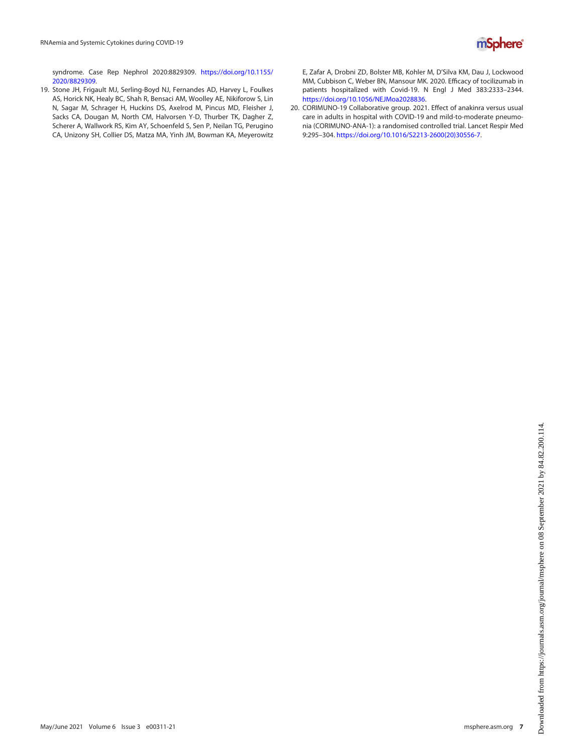syndrome. Case Rep Nephrol 2020:8829309. https://doi.org/10.1155/2020/8829309.

19. Stone JH, Frigault MJ, Serling-Boyd NJ, Fernandes AD, Harvey L, Foulkes AS, Horick NK, Healy BC, Shah R, Bensaci AM, Woolley AE, Nikiforow S, Lin N, Sagar M, Schrager H, Huckins DS, Axelrod M, Pincus MD, Fleisher J, Sacks CA, Dougan M, North CM, Halvorsen Y-D, Thurber TK, Dagher Z, Scherer A, Wallwork RS, Kim AY, Schoenfeld S, Sen P, Neilan TG, Perugino CA, Unizony SH, Collier DS, Matza MA, Yinh JM, Bowman KA, Meyerowitz E, Zafar A, Drobni ZD, Bolster MB, Kohler M, D'Silva KM, Dau J, Lockwood MM, Cubbison C, Weber BN, Mansour MK. 2020. Efficacy of tocilizumab in patients hospitalized with Covid-19. N Engl J Med 383:2333–2344. https://doi.org/10.1056/NEJMoa2028836.

20. CORIMUNO-19 Collaborative group. 2021. Effect of anakinra versus usual care in adults in hospital with COVID-19 and mild-to-moderate pneumonia (CORIMUNO-ANA-1): a randomised controlled trial. Lancet Respir Med 9:295–304. https://doi.org/10.1016/S2213-2600(20)30556-7.